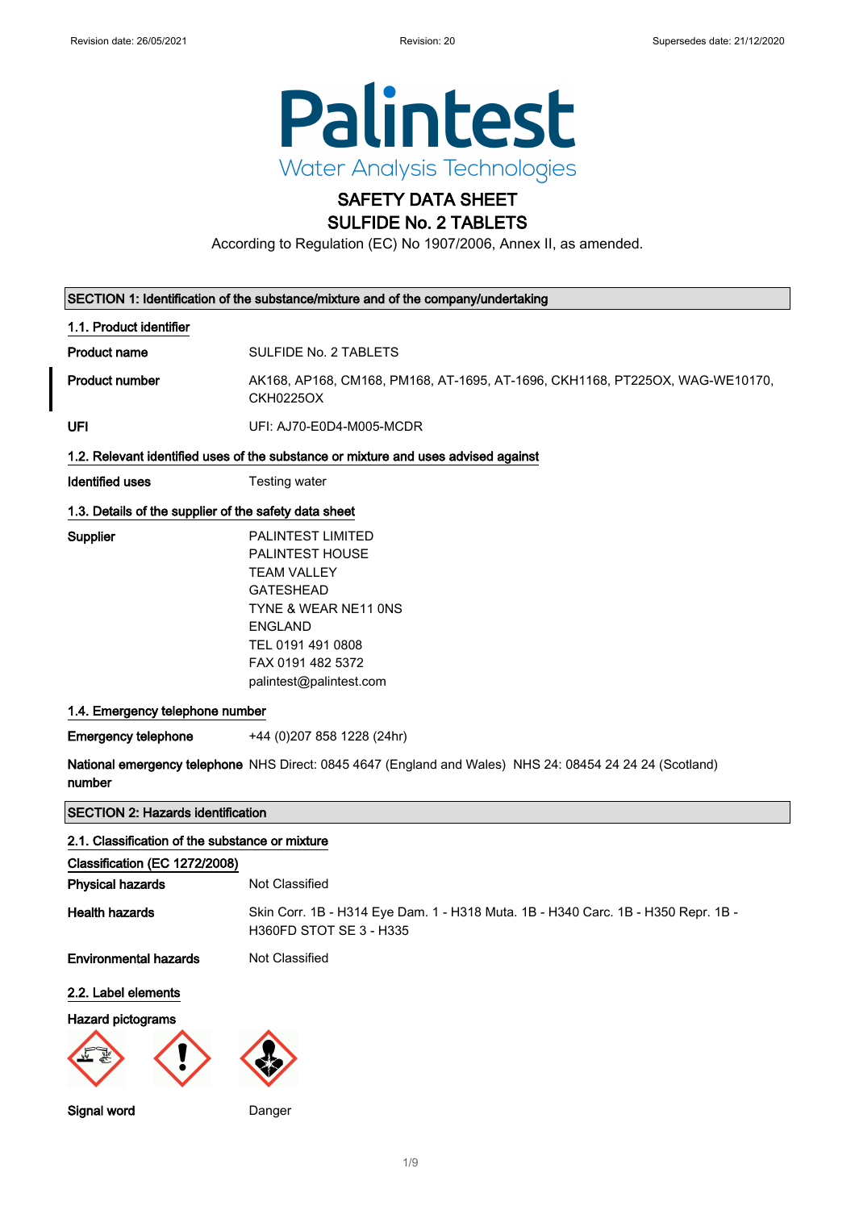Palintest
Water Analysis Technologies

# SAFETY DATA SHEET
# SULFIDE No. 2 TABLETS

According to Regulation (EC) No 1907/2006, Annex II, as amended.

## SECTION 1: Identification of the substance/mixture and of the company/undertaking

### 1.1. Product identifier

**Product name** SULFIDE No. 2 TABLETS

**Product number** AK168, AP168, CM168, PM168, AT-1695, AT-1696, CKH1168, PT225OX, WAG-WE10170, CKH0225OX

**UFI** UFI: AJ70-E0D4-M005-MCDR

### 1.2. Relevant identified uses of the substance or mixture and uses advised against

**Identified uses** Testing water

### 1.3. Details of the supplier of the safety data sheet

**Supplier**
PALINTEST LIMITED
PALINTEST HOUSE
TEAM VALLEY
GATESHEAD
TYNE & WEAR NE11 0NS
ENGLAND
TEL 0191 491 0808
FAX 0191 482 5372
palintest@palintest.com

### 1.4. Emergency telephone number

**Emergency telephone** +44 (0)207 858 1228 (24hr)

**National emergency telephone number** NHS Direct: 0845 4647 (England and Wales) NHS 24: 08454 24 24 24 (Scotland)

## SECTION 2: Hazards identification

### 2.1. Classification of the substance or mixture

**Classification (EC 1272/2008)**

**Physical hazards** Not Classified

**Health hazards** Skin Corr. 1B - H314 Eye Dam. 1 - H318 Muta. 1B - H340 Carc. 1B - H350 Repr. 1B - H360FD STOT SE 3 - H335

**Environmental hazards** Not Classified

### 2.2. Label elements

**Hazard pictograms**

**Signal word** Danger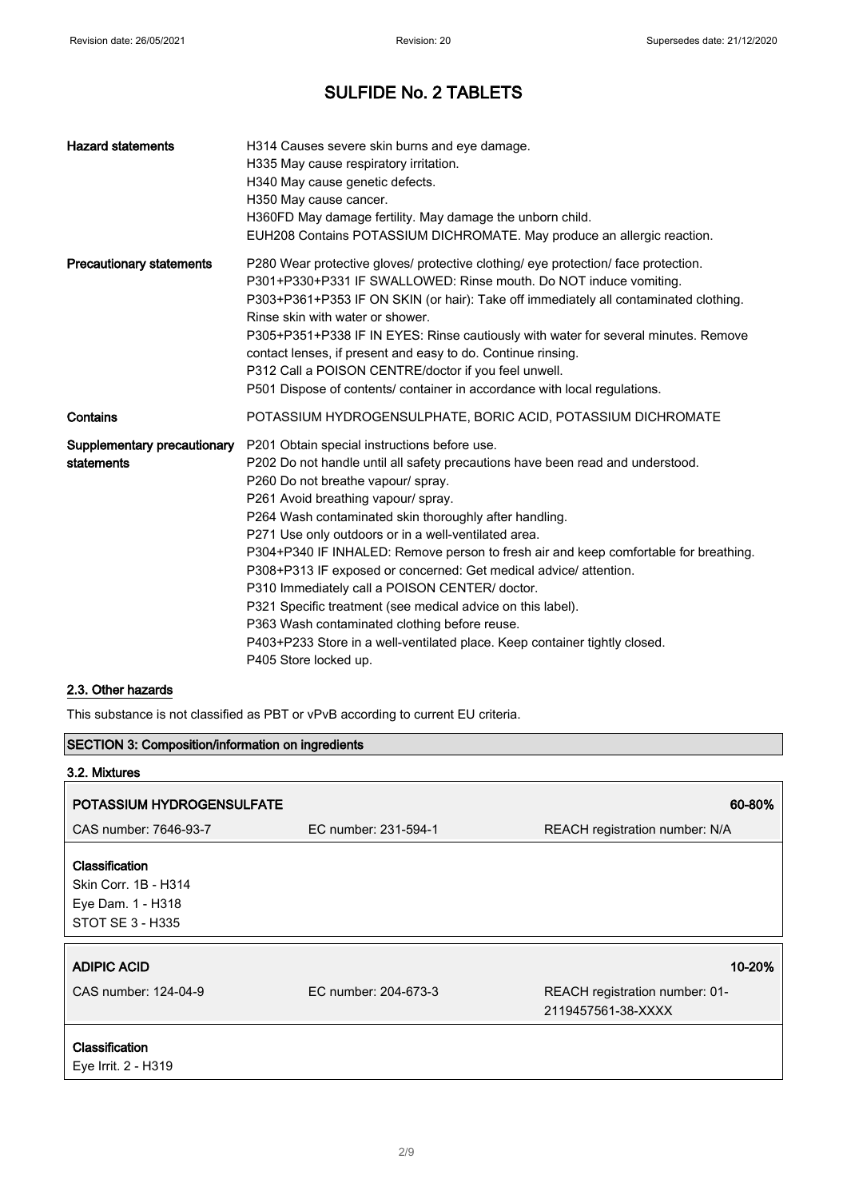# SULFIDE No. 2 TABLETS

| | |
|---|---|
| **Hazard statements** | H314 Causes severe skin burns and eye damage.<br>H335 May cause respiratory irritation.<br>H340 May cause genetic defects.<br>H350 May cause cancer.<br>H360FD May damage fertility. May damage the unborn child.<br>EUH208 Contains POTASSIUM DICHROMATE. May produce an allergic reaction. |
| **Precautionary statements** | P280 Wear protective gloves/ protective clothing/ eye protection/ face protection.<br>P301+P330+P331 IF SWALLOWED: Rinse mouth. Do NOT induce vomiting.<br>P303+P361+P353 IF ON SKIN (or hair): Take off immediately all contaminated clothing. Rinse skin with water or shower.<br>P305+P351+P338 IF IN EYES: Rinse cautiously with water for several minutes. Remove contact lenses, if present and easy to do. Continue rinsing.<br>P312 Call a POISON CENTRE/doctor if you feel unwell.<br>P501 Dispose of contents/ container in accordance with local regulations. |
| **Contains** | POTASSIUM HYDROGENSULPHATE, BORIC ACID, POTASSIUM DICHROMATE |
| **Supplementary precautionary statements** | P201 Obtain special instructions before use.<br>P202 Do not handle until all safety precautions have been read and understood.<br>P260 Do not breathe vapour/ spray.<br>P261 Avoid breathing vapour/ spray.<br>P264 Wash contaminated skin thoroughly after handling.<br>P271 Use only outdoors or in a well-ventilated area.<br>P304+P340 IF INHALED: Remove person to fresh air and keep comfortable for breathing.<br>P308+P313 IF exposed or concerned: Get medical advice/ attention.<br>P310 Immediately call a POISON CENTER/ doctor.<br>P321 Specific treatment (see medical advice on this label).<br>P363 Wash contaminated clothing before reuse.<br>P403+P233 Store in a well-ventilated place. Keep container tightly closed.<br>P405 Store locked up. |

## 2.3. Other hazards

This substance is not classified as PBT or vPvB according to current EU criteria.

## SECTION 3: Composition/information on ingredients

### 3.2. Mixtures

| POTASSIUM HYDROGENSULFATE | | 60-80% |
|---|---|---|
| CAS number: 7646-93-7 | EC number: 231-594-1 | REACH registration number: N/A |

**Classification**
Skin Corr. 1B - H314
Eye Dam. 1 - H318
STOT SE 3 - H335

| ADIPIC ACID | | 10-20% |
|---|---|---|
| CAS number: 124-04-9 | EC number: 204-673-3 | REACH registration number: 01-2119457561-38-XXXX |

**Classification**
Eye Irrit. 2 - H319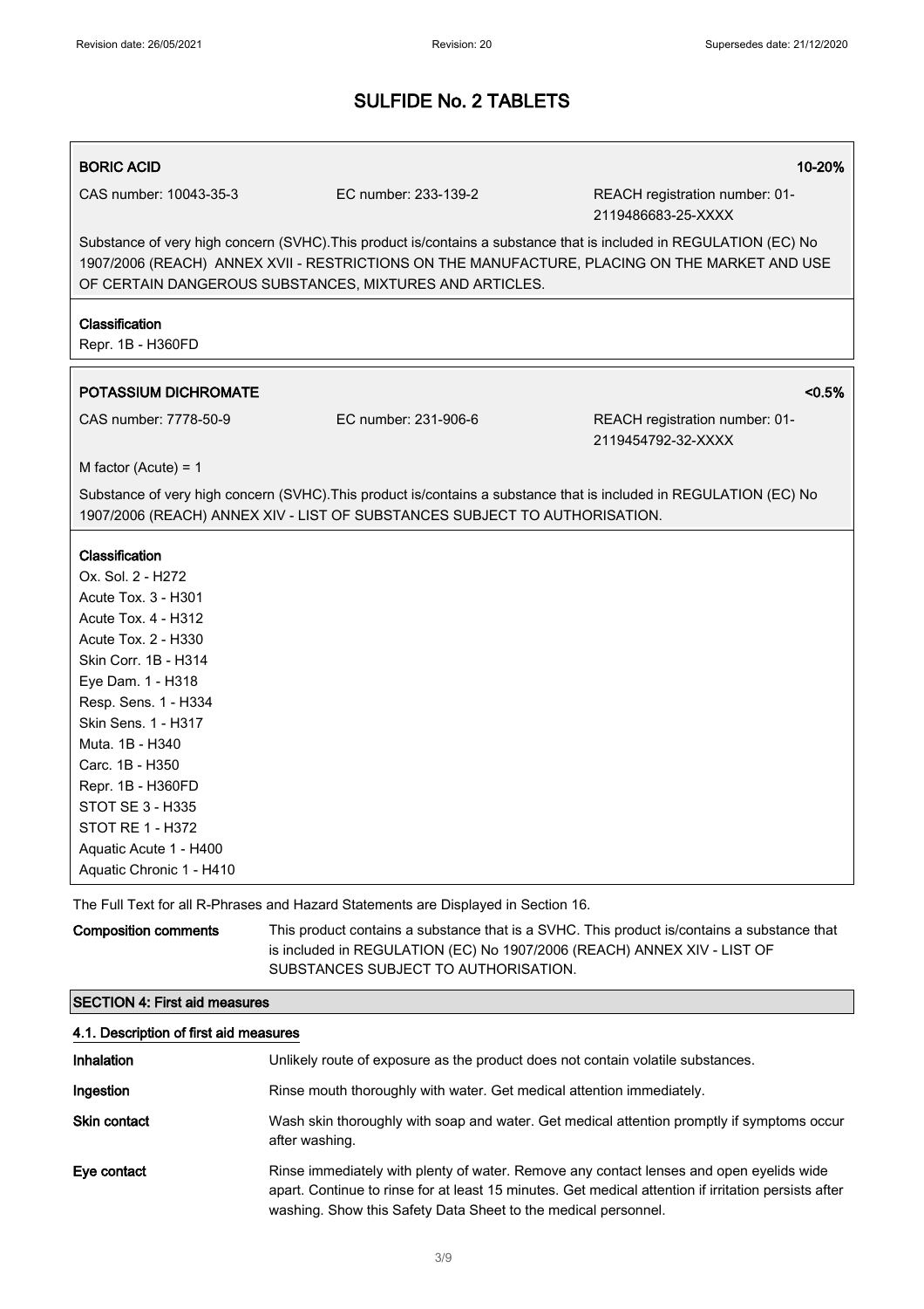# SULFIDE No. 2 TABLETS

**BORIC ACID** 10-20%

CAS number: 10043-35-3 EC number: 233-139-2 REACH registration number: 01-2119486683-25-XXXX

Substance of very high concern (SVHC).This product is/contains a substance that is included in REGULATION (EC) No 1907/2006 (REACH) ANNEX XVII - RESTRICTIONS ON THE MANUFACTURE, PLACING ON THE MARKET AND USE OF CERTAIN DANGEROUS SUBSTANCES, MIXTURES AND ARTICLES.

**Classification**
Repr. 1B - H360FD

**POTASSIUM DICHROMATE** <0.5%

CAS number: 7778-50-9 EC number: 231-906-6 REACH registration number: 01-2119454792-32-XXXX

M factor (Acute) = 1

Substance of very high concern (SVHC).This product is/contains a substance that is included in REGULATION (EC) No 1907/2006 (REACH) ANNEX XIV - LIST OF SUBSTANCES SUBJECT TO AUTHORISATION.

**Classification**
Ox. Sol. 2 - H272
Acute Tox. 3 - H301
Acute Tox. 4 - H312
Acute Tox. 2 - H330
Skin Corr. 1B - H314
Eye Dam. 1 - H318
Resp. Sens. 1 - H334
Skin Sens. 1 - H317
Muta. 1B - H340
Carc. 1B - H350
Repr. 1B - H360FD
STOT SE 3 - H335
STOT RE 1 - H372
Aquatic Acute 1 - H400
Aquatic Chronic 1 - H410

The Full Text for all R-Phrases and Hazard Statements are Displayed in Section 16.

**Composition comments** This product contains a substance that is a SVHC. This product is/contains a substance that is included in REGULATION (EC) No 1907/2006 (REACH) ANNEX XIV - LIST OF SUBSTANCES SUBJECT TO AUTHORISATION.

## SECTION 4: First aid measures

### 4.1. Description of first aid measures

**Inhalation** Unlikely route of exposure as the product does not contain volatile substances.

**Ingestion** Rinse mouth thoroughly with water. Get medical attention immediately.

**Skin contact** Wash skin thoroughly with soap and water. Get medical attention promptly if symptoms occur after washing.

**Eye contact** Rinse immediately with plenty of water. Remove any contact lenses and open eyelids wide apart. Continue to rinse for at least 15 minutes. Get medical attention if irritation persists after washing. Show this Safety Data Sheet to the medical personnel.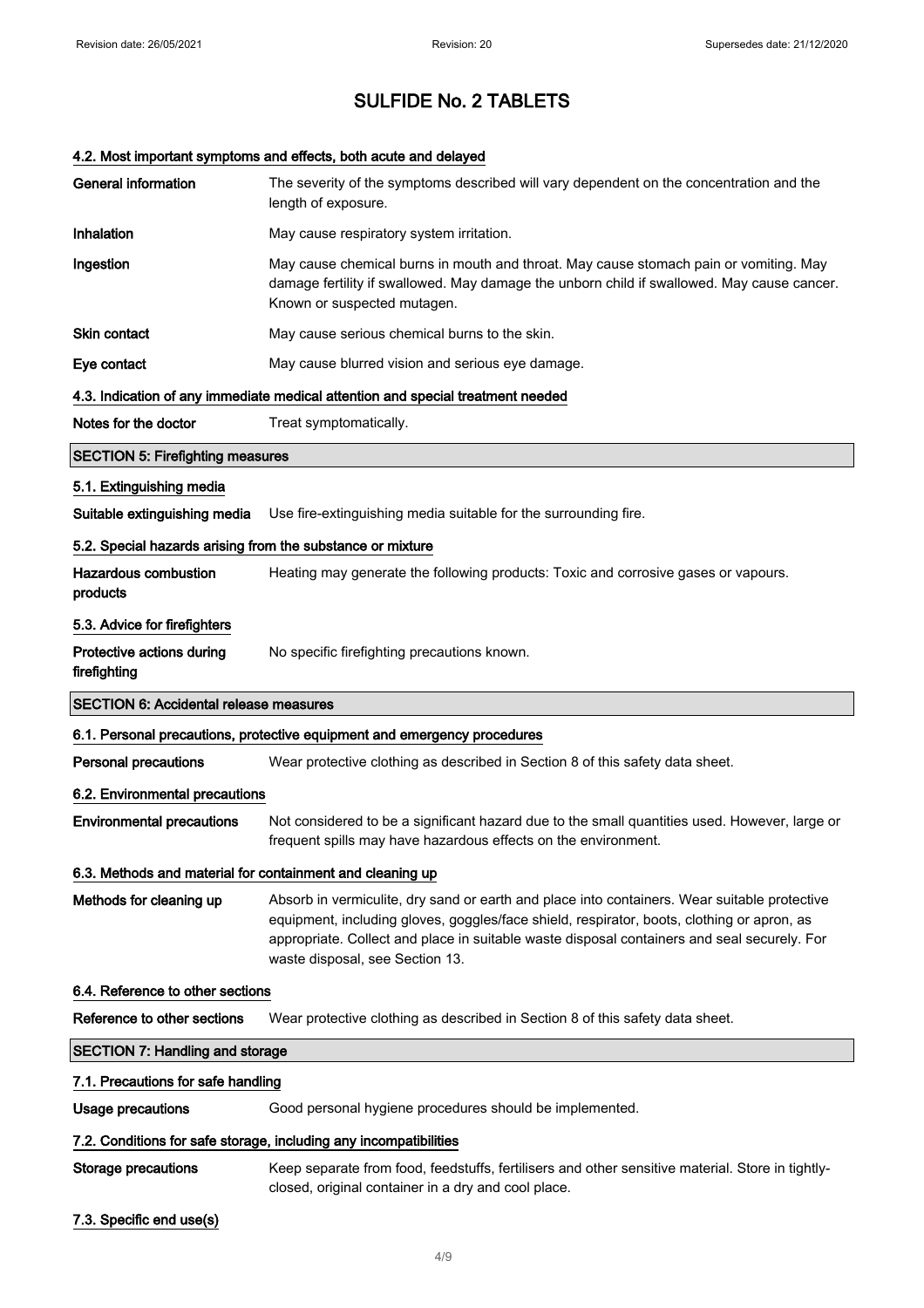# SULFIDE No. 2 TABLETS

### 4.2. Most important symptoms and effects, both acute and delayed

**General information** The severity of the symptoms described will vary dependent on the concentration and the length of exposure.

**Inhalation** May cause respiratory system irritation.

**Ingestion** May cause chemical burns in mouth and throat. May cause stomach pain or vomiting. May damage fertility if swallowed. May damage the unborn child if swallowed. May cause cancer. Known or suspected mutagen.

**Skin contact** May cause serious chemical burns to the skin.

**Eye contact** May cause blurred vision and serious eye damage.

### 4.3. Indication of any immediate medical attention and special treatment needed

**Notes for the doctor** Treat symptomatically.

## SECTION 5: Firefighting measures

### 5.1. Extinguishing media

**Suitable extinguishing media** Use fire-extinguishing media suitable for the surrounding fire.

### 5.2. Special hazards arising from the substance or mixture

**Hazardous combustion products** Heating may generate the following products: Toxic and corrosive gases or vapours.

### 5.3. Advice for firefighters

**Protective actions during firefighting** No specific firefighting precautions known.

## SECTION 6: Accidental release measures

### 6.1. Personal precautions, protective equipment and emergency procedures

**Personal precautions** Wear protective clothing as described in Section 8 of this safety data sheet.

### 6.2. Environmental precautions

**Environmental precautions** Not considered to be a significant hazard due to the small quantities used. However, large or frequent spills may have hazardous effects on the environment.

### 6.3. Methods and material for containment and cleaning up

**Methods for cleaning up** Absorb in vermiculite, dry sand or earth and place into containers. Wear suitable protective equipment, including gloves, goggles/face shield, respirator, boots, clothing or apron, as appropriate. Collect and place in suitable waste disposal containers and seal securely. For waste disposal, see Section 13.

### 6.4. Reference to other sections

**Reference to other sections** Wear protective clothing as described in Section 8 of this safety data sheet.

## SECTION 7: Handling and storage

### 7.1. Precautions for safe handling

**Usage precautions** Good personal hygiene procedures should be implemented.

### 7.2. Conditions for safe storage, including any incompatibilities

**Storage precautions** Keep separate from food, feedstuffs, fertilisers and other sensitive material. Store in tightly-closed, original container in a dry and cool place.

### 7.3. Specific end use(s)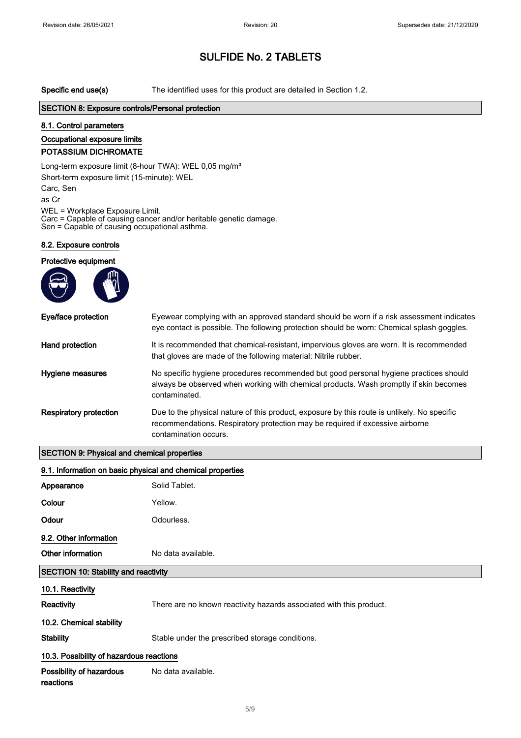# SULFIDE No. 2 TABLETS

**Specific end use(s)** The identified uses for this product are detailed in Section 1.2.

## SECTION 8: Exposure controls/Personal protection

### 8.1. Control parameters

**Occupational exposure limits**

**POTASSIUM DICHROMATE**

Long-term exposure limit (8-hour TWA): WEL 0,05 mg/m³
Short-term exposure limit (15-minute): WEL
Carc, Sen
as Cr

WEL = Workplace Exposure Limit.
Carc = Capable of causing cancer and/or heritable genetic damage.
Sen = Capable of causing occupational asthma.

### 8.2. Exposure controls

**Protective equipment**

| | |
|---|---|
| **Eye/face protection** | Eyewear complying with an approved standard should be worn if a risk assessment indicates eye contact is possible. The following protection should be worn: Chemical splash goggles. |
| **Hand protection** | It is recommended that chemical-resistant, impervious gloves are worn. It is recommended that gloves are made of the following material: Nitrile rubber. |
| **Hygiene measures** | No specific hygiene procedures recommended but good personal hygiene practices should always be observed when working with chemical products. Wash promptly if skin becomes contaminated. |
| **Respiratory protection** | Due to the physical nature of this product, exposure by this route is unlikely. No specific recommendations. Respiratory protection may be required if excessive airborne contamination occurs. |

## SECTION 9: Physical and chemical properties

### 9.1. Information on basic physical and chemical properties

| | |
|---|---|
| **Appearance** | Solid Tablet. |
| **Colour** | Yellow. |
| **Odour** | Odourless. |

### 9.2. Other information

| | |
|---|---|
| **Other information** | No data available. |

## SECTION 10: Stability and reactivity

### 10.1. Reactivity

| | |
|---|---|
| **Reactivity** | There are no known reactivity hazards associated with this product. |

### 10.2. Chemical stability

| | |
|---|---|
| **Stability** | Stable under the prescribed storage conditions. |

### 10.3. Possibility of hazardous reactions

| | |
|---|---|
| **Possibility of hazardous reactions** | No data available. |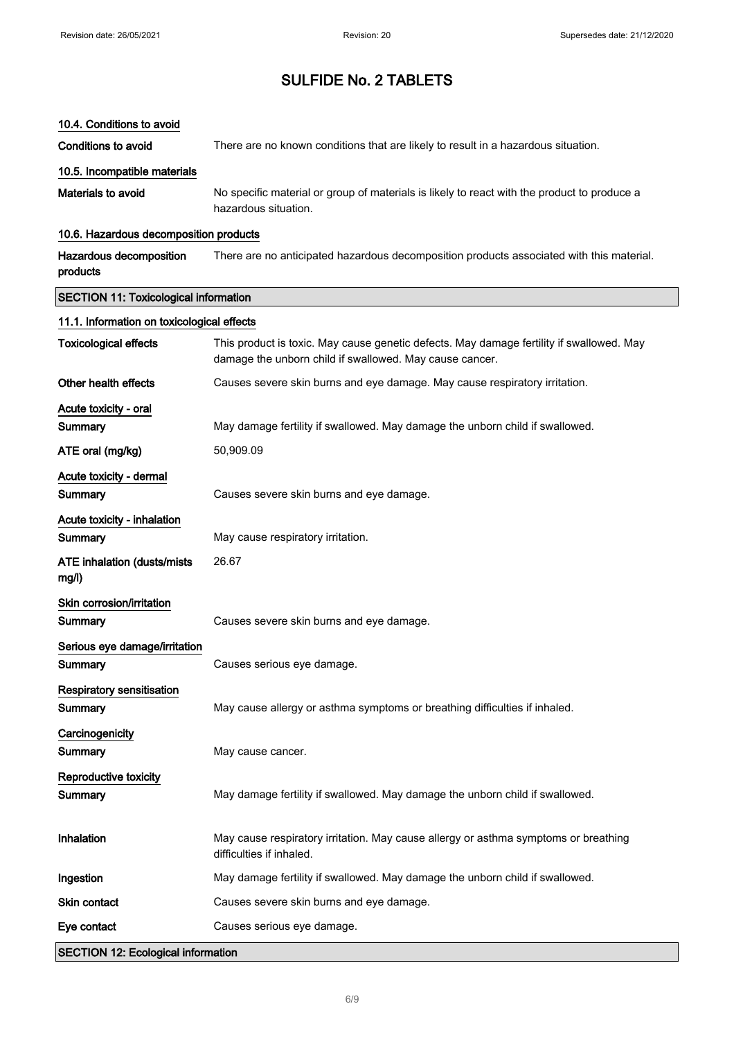### 10.4. Conditions to avoid

| | |
|---|---|
| **Conditions to avoid** | There are no known conditions that are likely to result in a hazardous situation. |

### 10.5. Incompatible materials

| | |
|---|---|
| **Materials to avoid** | No specific material or group of materials is likely to react with the product to produce a hazardous situation. |

### 10.6. Hazardous decomposition products

| | |
|---|---|
| **Hazardous decomposition products** | There are no anticipated hazardous decomposition products associated with this material. |

## SECTION 11: Toxicological information

### 11.1. Information on toxicological effects

| | |
|---|---|
| **Toxicological effects** | This product is toxic. May cause genetic defects. May damage fertility if swallowed. May damage the unborn child if swallowed. May cause cancer. |
| **Other health effects** | Causes severe skin burns and eye damage. May cause respiratory irritation. |
| **Acute toxicity - oral** | |
| **Summary** | May damage fertility if swallowed. May damage the unborn child if swallowed. |
| **ATE oral (mg/kg)** | 50,909.09 |
| **Acute toxicity - dermal** | |
| **Summary** | Causes severe skin burns and eye damage. |
| **Acute toxicity - inhalation** | |
| **Summary** | May cause respiratory irritation. |
| **ATE inhalation (dusts/mists mg/l)** | 26.67 |
| **Skin corrosion/irritation** | |
| **Summary** | Causes severe skin burns and eye damage. |
| **Serious eye damage/irritation** | |
| **Summary** | Causes serious eye damage. |
| **Respiratory sensitisation** | |
| **Summary** | May cause allergy or asthma symptoms or breathing difficulties if inhaled. |
| **Carcinogenicity** | |
| **Summary** | May cause cancer. |
| **Reproductive toxicity** | |
| **Summary** | May damage fertility if swallowed. May damage the unborn child if swallowed. |
| **Inhalation** | May cause respiratory irritation. May cause allergy or asthma symptoms or breathing difficulties if inhaled. |
| **Ingestion** | May damage fertility if swallowed. May damage the unborn child if swallowed. |
| **Skin contact** | Causes severe skin burns and eye damage. |
| **Eye contact** | Causes serious eye damage. |

## SECTION 12: Ecological information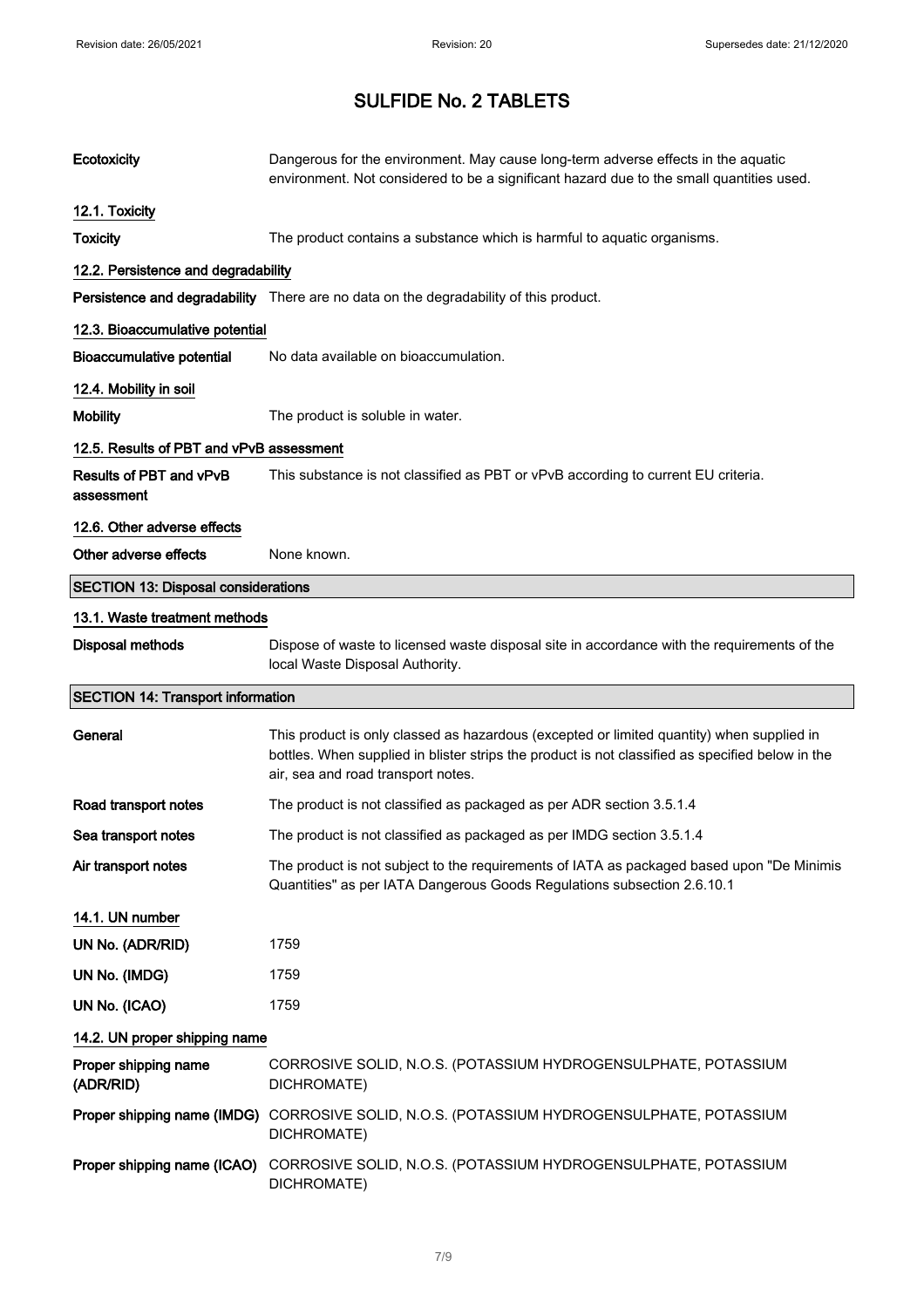# SULFIDE No. 2 TABLETS

| | |
|---|---|
| **Ecotoxicity** | Dangerous for the environment. May cause long-term adverse effects in the aquatic environment. Not considered to be a significant hazard due to the small quantities used. |

### 12.1. Toxicity

| | |
|---|---|
| **Toxicity** | The product contains a substance which is harmful to aquatic organisms. |

### 12.2. Persistence and degradability

| | |
|---|---|
| **Persistence and degradability** | There are no data on the degradability of this product. |

### 12.3. Bioaccumulative potential

| | |
|---|---|
| **Bioaccumulative potential** | No data available on bioaccumulation. |

### 12.4. Mobility in soil

| | |
|---|---|
| **Mobility** | The product is soluble in water. |

### 12.5. Results of PBT and vPvB assessment

| | |
|---|---|
| **Results of PBT and vPvB assessment** | This substance is not classified as PBT or vPvB according to current EU criteria. |

### 12.6. Other adverse effects

| | |
|---|---|
| **Other adverse effects** | None known. |

## SECTION 13: Disposal considerations

### 13.1. Waste treatment methods

| | |
|---|---|
| **Disposal methods** | Dispose of waste to licensed waste disposal site in accordance with the requirements of the local Waste Disposal Authority. |

## SECTION 14: Transport information

| | |
|---|---|
| **General** | This product is only classed as hazardous (excepted or limited quantity) when supplied in bottles. When supplied in blister strips the product is not classified as specified below in the air, sea and road transport notes. |
| **Road transport notes** | The product is not classified as packaged as per ADR section 3.5.1.4 |
| **Sea transport notes** | The product is not classified as packaged as per IMDG section 3.5.1.4 |
| **Air transport notes** | The product is not subject to the requirements of IATA as packaged based upon "De Minimis Quantities" as per IATA Dangerous Goods Regulations subsection 2.6.10.1 |

### 14.1. UN number

| | |
|---|---|
| **UN No. (ADR/RID)** | 1759 |
| **UN No. (IMDG)** | 1759 |
| **UN No. (ICAO)** | 1759 |

### 14.2. UN proper shipping name

| | |
|---|---|
| **Proper shipping name (ADR/RID)** | CORROSIVE SOLID, N.O.S. (POTASSIUM HYDROGENSULPHATE, POTASSIUM DICHROMATE) |
| **Proper shipping name (IMDG)** | CORROSIVE SOLID, N.O.S. (POTASSIUM HYDROGENSULPHATE, POTASSIUM DICHROMATE) |
| **Proper shipping name (ICAO)** | CORROSIVE SOLID, N.O.S. (POTASSIUM HYDROGENSULPHATE, POTASSIUM DICHROMATE) |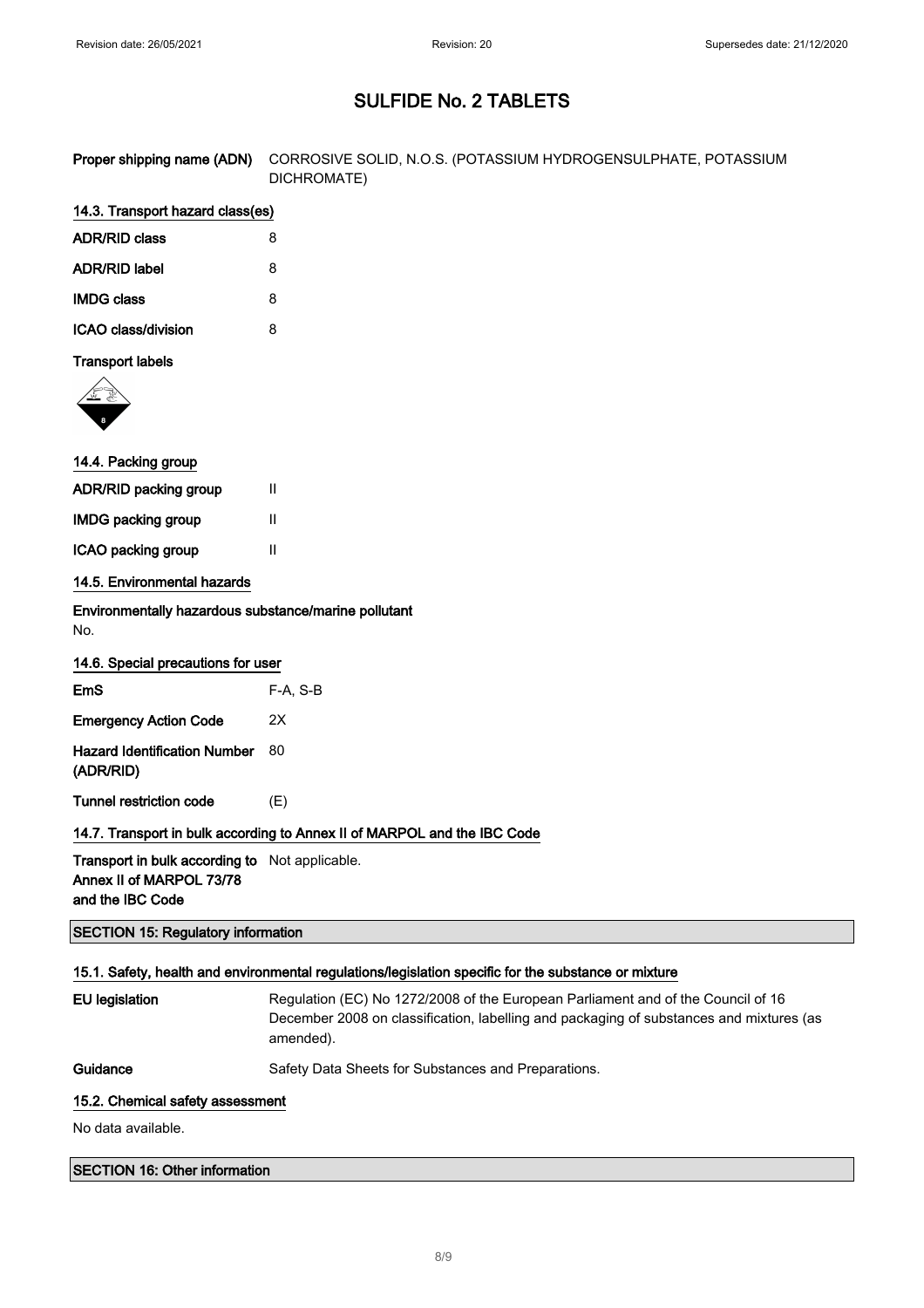# SULFIDE No. 2 TABLETS

| | |
|---|---|
| **Proper shipping name (ADN)** | CORROSIVE SOLID, N.O.S. (POTASSIUM HYDROGENSULPHATE, POTASSIUM DICHROMATE) |

### 14.3. Transport hazard class(es)

| | |
|---|---|
| **ADR/RID class** | 8 |
| **ADR/RID label** | 8 |
| **IMDG class** | 8 |
| **ICAO class/division** | 8 |

**Transport labels**

### 14.4. Packing group

| | |
|---|---|
| **ADR/RID packing group** | II |
| **IMDG packing group** | II |
| **ICAO packing group** | II |

### 14.5. Environmental hazards

**Environmentally hazardous substance/marine pollutant**

No.

### 14.6. Special precautions for user

| | |
|---|---|
| **EmS** | F-A, S-B |
| **Emergency Action Code** | 2X |
| **Hazard Identification Number (ADR/RID)** | 80 |
| **Tunnel restriction code** | (E) |

### 14.7. Transport in bulk according to Annex II of MARPOL and the IBC Code

| | |
|---|---|
| **Transport in bulk according to Annex II of MARPOL 73/78 and the IBC Code** | Not applicable. |

## SECTION 15: Regulatory information

### 15.1. Safety, health and environmental regulations/legislation specific for the substance or mixture

| | |
|---|---|
| **EU legislation** | Regulation (EC) No 1272/2008 of the European Parliament and of the Council of 16 December 2008 on classification, labelling and packaging of substances and mixtures (as amended). |
| **Guidance** | Safety Data Sheets for Substances and Preparations. |

### 15.2. Chemical safety assessment

No data available.

## SECTION 16: Other information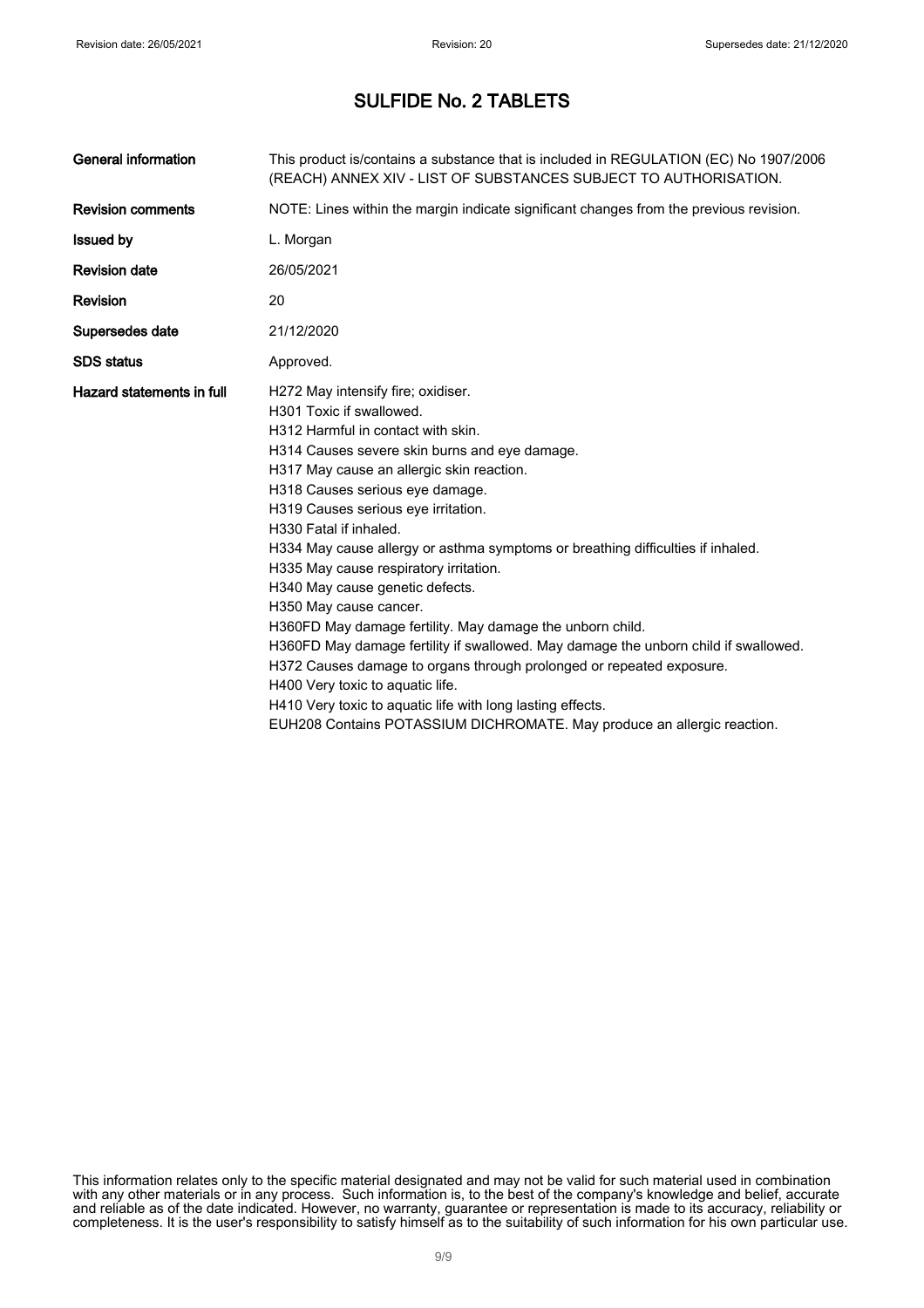# SULFIDE No. 2 TABLETS

| | |
|---|---|
| **General information** | This product is/contains a substance that is included in REGULATION (EC) No 1907/2006 (REACH) ANNEX XIV - LIST OF SUBSTANCES SUBJECT TO AUTHORISATION. |
| **Revision comments** | NOTE: Lines within the margin indicate significant changes from the previous revision. |
| **Issued by** | L. Morgan |
| **Revision date** | 26/05/2021 |
| **Revision** | 20 |
| **Supersedes date** | 21/12/2020 |
| **SDS status** | Approved. |
| **Hazard statements in full** | H272 May intensify fire; oxidiser.<br>H301 Toxic if swallowed.<br>H312 Harmful in contact with skin.<br>H314 Causes severe skin burns and eye damage.<br>H317 May cause an allergic skin reaction.<br>H318 Causes serious eye damage.<br>H319 Causes serious eye irritation.<br>H330 Fatal if inhaled.<br>H334 May cause allergy or asthma symptoms or breathing difficulties if inhaled.<br>H335 May cause respiratory irritation.<br>H340 May cause genetic defects.<br>H350 May cause cancer.<br>H360FD May damage fertility. May damage the unborn child.<br>H360FD May damage fertility if swallowed. May damage the unborn child if swallowed.<br>H372 Causes damage to organs through prolonged or repeated exposure.<br>H400 Very toxic to aquatic life.<br>H410 Very toxic to aquatic life with long lasting effects.<br>EUH208 Contains POTASSIUM DICHROMATE. May produce an allergic reaction. |

This information relates only to the specific material designated and may not be valid for such material used in combination with any other materials or in any process. Such information is, to the best of the company's knowledge and belief, accurate and reliable as of the date indicated. However, no warranty, guarantee or representation is made to its accuracy, reliability or completeness. It is the user's responsibility to satisfy himself as to the suitability of such information for his own particular use.